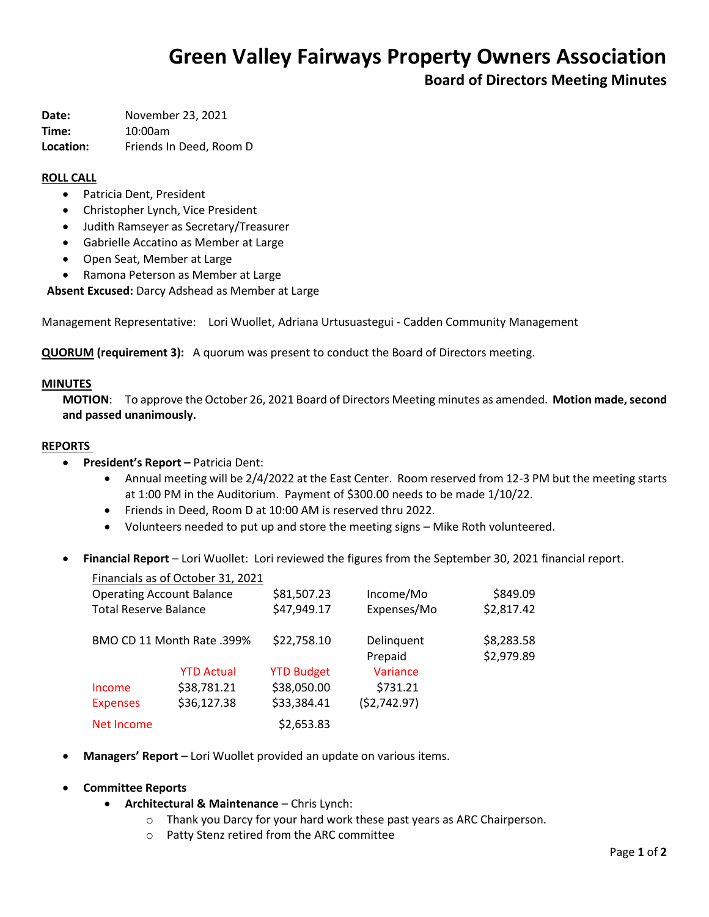# Green Valley Fairways Property Owners Association

## Board of Directors Meeting Minutes

**Date:** November 23, 2021
**Time:** 10:00am
**Location:** Friends In Deed, Room D

**ROLL CALL**

- Patricia Dent, President
- Christopher Lynch, Vice President
- Judith Ramseyer as Secretary/Treasurer
- Gabrielle Accatino as Member at Large
- Open Seat, Member at Large
- Ramona Peterson as Member at Large

**Absent Excused:** Darcy Adshead as Member at Large

Management Representative: Lori Wuollet, Adriana Urtusuastegui - Cadden Community Management

**QUORUM (requirement 3):** A quorum was present to conduct the Board of Directors meeting.

**MINUTES**

**MOTION**: To approve the October 26, 2021 Board of Directors Meeting minutes as amended. **Motion made, second and passed unanimously.**

**REPORTS**

- **President's Report –** Patricia Dent:
  - Annual meeting will be 2/4/2022 at the East Center. Room reserved from 12-3 PM but the meeting starts at 1:00 PM in the Auditorium. Payment of $300.00 needs to be made 1/10/22.
  - Friends in Deed, Room D at 10:00 AM is reserved thru 2022.
  - Volunteers needed to put up and store the meeting signs – Mike Roth volunteered.

- **Financial Report** – Lori Wuollet: Lori reviewed the figures from the September 30, 2021 financial report.

Financials as of October 31, 2021

| | | | | |
|---|---|---|---|---|
| Operating Account Balance | | $81,507.23 | Income/Mo | $849.09 |
| Total Reserve Balance | | $47,949.17 | Expenses/Mo | $2,817.42 |
| BMO CD 11 Month Rate .399% | | $22,758.10 | Delinquent | $8,283.58 |
| | | | Prepaid | $2,979.89 |
| | YTD Actual | YTD Budget | Variance | |
| Income | $38,781.21 | $38,050.00 | $731.21 | |
| Expenses | $36,127.38 | $33,384.41 | ($2,742.97) | |
| Net Income | | $2,653.83 | | |

- **Managers' Report** – Lori Wuollet provided an update on various items.

- **Committee Reports**
  - **Architectural & Maintenance** – Chris Lynch:
    - Thank you Darcy for your hard work these past years as ARC Chairperson.
    - Patty Stenz retired from the ARC committee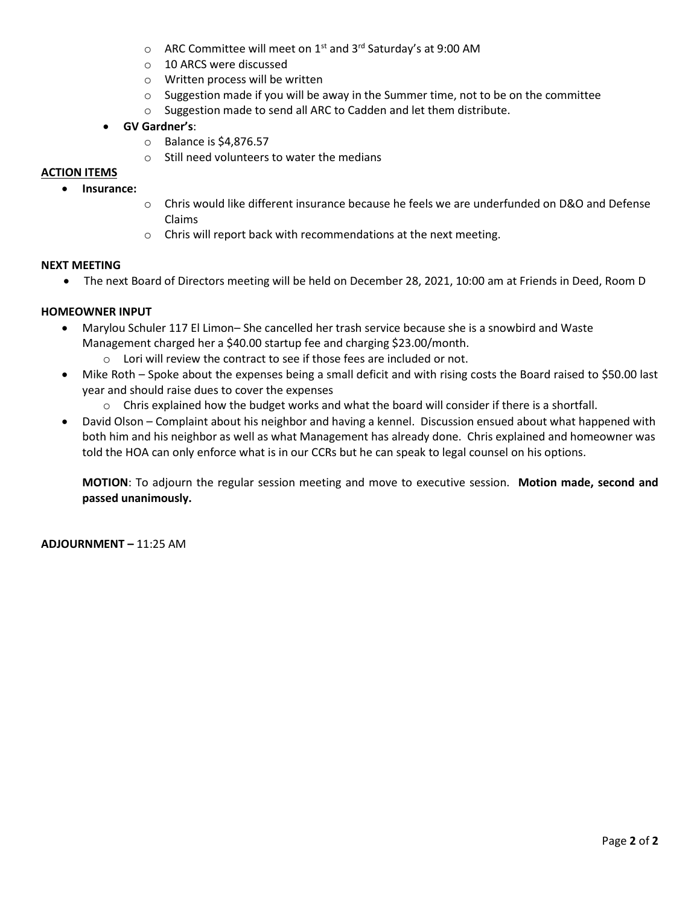- ARC Committee will meet on 1st and 3rd Saturday's at 9:00 AM
  - 10 ARCS were discussed
  - Written process will be written
  - Suggestion made if you will be away in the Summer time, not to be on the committee
  - Suggestion made to send all ARC to Cadden and let them distribute.
- **GV Gardner's**:
  - Balance is $4,876.57
  - Still need volunteers to water the medians

## ACTION ITEMS

- **Insurance:**
  - Chris would like different insurance because he feels we are underfunded on D&O and Defense Claims
  - Chris will report back with recommendations at the next meeting.

## NEXT MEETING

- The next Board of Directors meeting will be held on December 28, 2021, 10:00 am at Friends in Deed, Room D

## HOMEOWNER INPUT

- Marylou Schuler 117 El Limon– She cancelled her trash service because she is a snowbird and Waste Management charged her a $40.00 startup fee and charging $23.00/month.
  - Lori will review the contract to see if those fees are included or not.
- Mike Roth – Spoke about the expenses being a small deficit and with rising costs the Board raised to $50.00 last year and should raise dues to cover the expenses
  - Chris explained how the budget works and what the board will consider if there is a shortfall.
- David Olson – Complaint about his neighbor and having a kennel. Discussion ensued about what happened with both him and his neighbor as well as what Management has already done. Chris explained and homeowner was told the HOA can only enforce what is in our CCRs but he can speak to legal counsel on his options.

**MOTION**: To adjourn the regular session meeting and move to executive session. **Motion made, second and passed unanimously.**

**ADJOURNMENT –** 11:25 AM